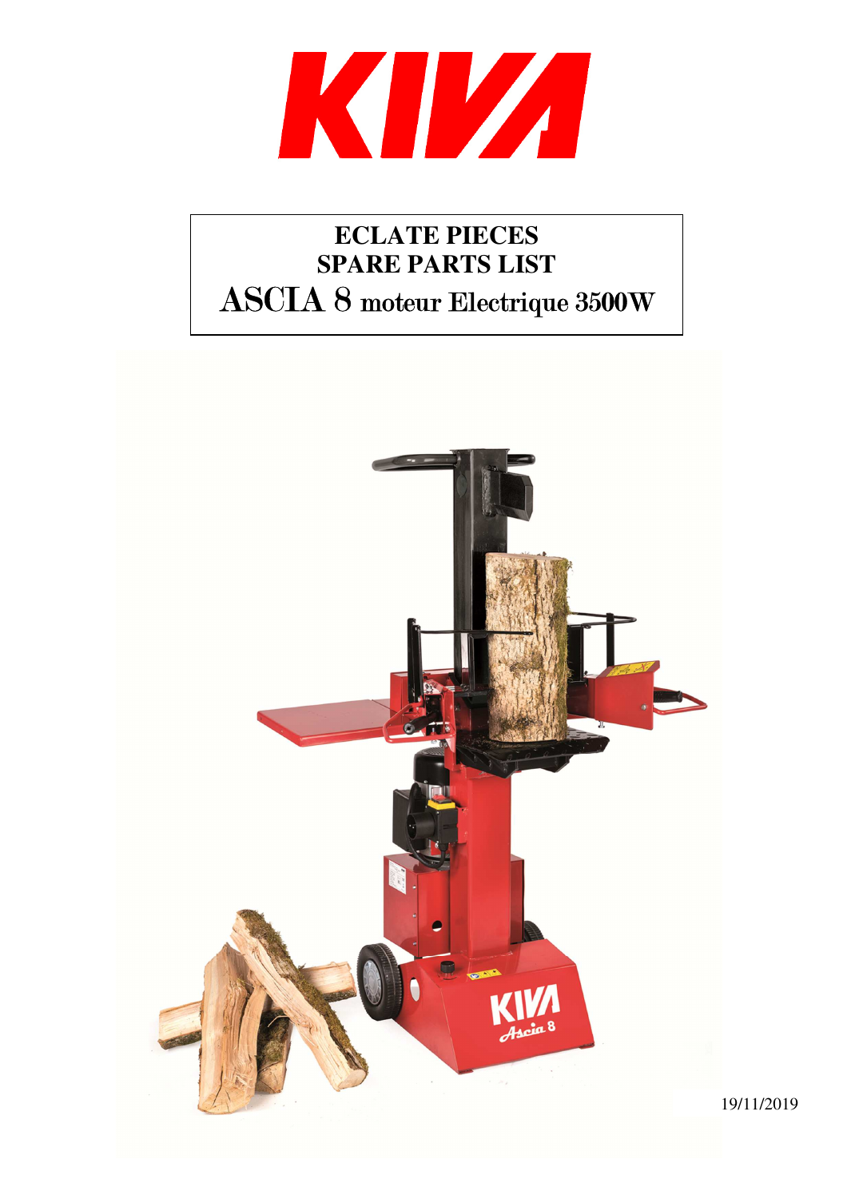# KIVA

**ECLATE PIECES**
**SPARE PARTS LIST**
**ASCIA 8 moteur Electrique 3500W**

19/11/2019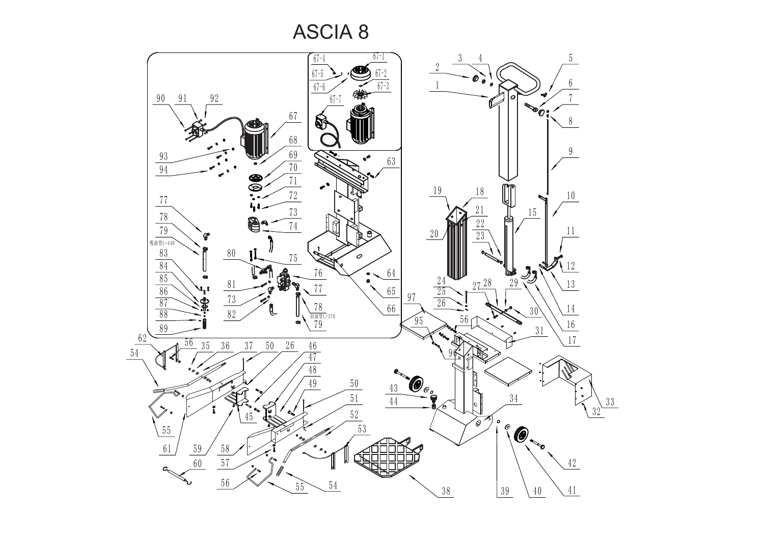# ASCIA 8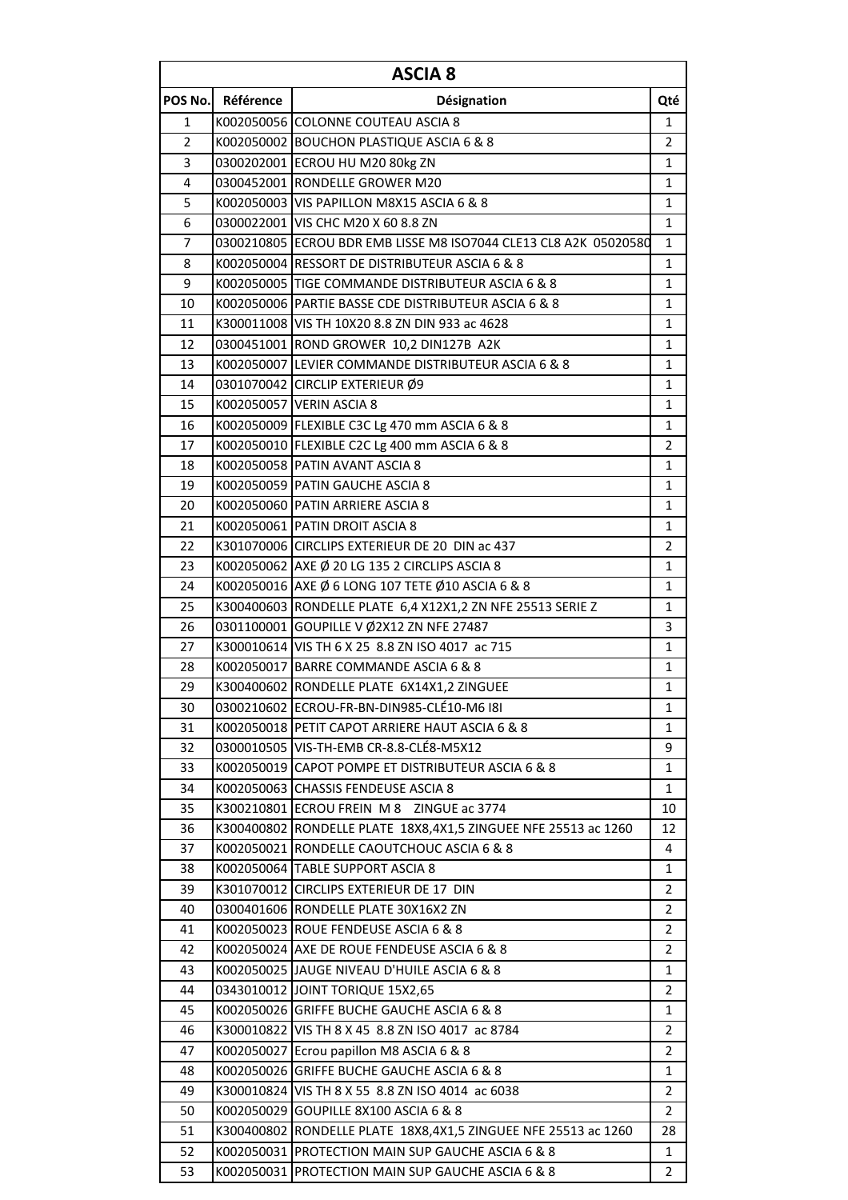| ASCIA 8 | | | |
|---|---|---|---|
| POS No. | Référence | Désignation | Qté |
| 1 | K002050056 | COLONNE COUTEAU ASCIA 8 | 1 |
| 2 | K002050002 | BOUCHON PLASTIQUE ASCIA 6 & 8 | 2 |
| 3 | 0300202001 | ECROU HU M20 80kg ZN | 1 |
| 4 | 0300452001 | RONDELLE GROWER M20 | 1 |
| 5 | K002050003 | VIS PAPILLON M8X15 ASCIA 6 & 8 | 1 |
| 6 | 0300022001 | VIS CHC M20 X 60 8.8 ZN | 1 |
| 7 | 0300210805 | ECROU BDR EMB LISSE M8 ISO7044 CLE13 CL8 A2K 05020580 | 1 |
| 8 | K002050004 | RESSORT DE DISTRIBUTEUR ASCIA 6 & 8 | 1 |
| 9 | K002050005 | TIGE COMMANDE DISTRIBUTEUR ASCIA 6 & 8 | 1 |
| 10 | K002050006 | PARTIE BASSE CDE DISTRIBUTEUR ASCIA 6 & 8 | 1 |
| 11 | K300011008 | VIS TH 10X20 8.8 ZN DIN 933 ac 4628 | 1 |
| 12 | 0300451001 | ROND GROWER 10,2 DIN127B A2K | 1 |
| 13 | K002050007 | LEVIER COMMANDE DISTRIBUTEUR ASCIA 6 & 8 | 1 |
| 14 | 0301070042 | CIRCLIP EXTERIEUR Ø9 | 1 |
| 15 | K002050057 | VERIN ASCIA 8 | 1 |
| 16 | K002050009 | FLEXIBLE C3C Lg 470 mm ASCIA 6 & 8 | 1 |
| 17 | K002050010 | FLEXIBLE C2C Lg 400 mm ASCIA 6 & 8 | 2 |
| 18 | K002050058 | PATIN AVANT ASCIA 8 | 1 |
| 19 | K002050059 | PATIN GAUCHE ASCIA 8 | 1 |
| 20 | K002050060 | PATIN ARRIERE ASCIA 8 | 1 |
| 21 | K002050061 | PATIN DROIT ASCIA 8 | 1 |
| 22 | K301070006 | CIRCLIPS EXTERIEUR DE 20 DIN ac 437 | 2 |
| 23 | K002050062 | AXE Ø 20 LG 135 2 CIRCLIPS ASCIA 8 | 1 |
| 24 | K002050016 | AXE Ø 6 LONG 107 TETE Ø10 ASCIA 6 & 8 | 1 |
| 25 | K300400603 | RONDELLE PLATE 6,4 X12X1,2 ZN NFE 25513 SERIE Z | 1 |
| 26 | 0301100001 | GOUPILLE V Ø2X12 ZN NFE 27487 | 3 |
| 27 | K300010614 | VIS TH 6 X 25 8.8 ZN ISO 4017 ac 715 | 1 |
| 28 | K002050017 | BARRE COMMANDE ASCIA 6 & 8 | 1 |
| 29 | K300400602 | RONDELLE PLATE 6X14X1,2 ZINGUEE | 1 |
| 30 | 0300210602 | ECROU-FR-BN-DIN985-CLÉ10-M6 I8I | 1 |
| 31 | K002050018 | PETIT CAPOT ARRIERE HAUT ASCIA 6 & 8 | 1 |
| 32 | 0300010505 | VIS-TH-EMB CR-8.8-CLÉ8-M5X12 | 9 |
| 33 | K002050019 | CAPOT POMPE ET DISTRIBUTEUR ASCIA 6 & 8 | 1 |
| 34 | K002050063 | CHASSIS FENDEUSE ASCIA 8 | 1 |
| 35 | K300210801 | ECROU FREIN M 8 ZINGUE ac 3774 | 10 |
| 36 | K300400802 | RONDELLE PLATE 18X8,4X1,5 ZINGUEE NFE 25513 ac 1260 | 12 |
| 37 | K002050021 | RONDELLE CAOUTCHOUC ASCIA 6 & 8 | 4 |
| 38 | K002050064 | TABLE SUPPORT ASCIA 8 | 1 |
| 39 | K301070012 | CIRCLIPS EXTERIEUR DE 17 DIN | 2 |
| 40 | 0300401606 | RONDELLE PLATE 30X16X2 ZN | 2 |
| 41 | K002050023 | ROUE FENDEUSE ASCIA 6 & 8 | 2 |
| 42 | K002050024 | AXE DE ROUE FENDEUSE ASCIA 6 & 8 | 2 |
| 43 | K002050025 | JAUGE NIVEAU D'HUILE ASCIA 6 & 8 | 1 |
| 44 | 0343010012 | JOINT TORIQUE 15X2,65 | 2 |
| 45 | K002050026 | GRIFFE BUCHE GAUCHE ASCIA 6 & 8 | 1 |
| 46 | K300010822 | VIS TH 8 X 45 8.8 ZN ISO 4017 ac 8784 | 2 |
| 47 | K002050027 | Ecrou papillon M8 ASCIA 6 & 8 | 2 |
| 48 | K002050026 | GRIFFE BUCHE GAUCHE ASCIA 6 & 8 | 1 |
| 49 | K300010824 | VIS TH 8 X 55 8.8 ZN ISO 4014 ac 6038 | 2 |
| 50 | K002050029 | GOUPILLE 8X100 ASCIA 6 & 8 | 2 |
| 51 | K300400802 | RONDELLE PLATE 18X8,4X1,5 ZINGUEE NFE 25513 ac 1260 | 28 |
| 52 | K002050031 | PROTECTION MAIN SUP GAUCHE ASCIA 6 & 8 | 1 |
| 53 | K002050031 | PROTECTION MAIN SUP GAUCHE ASCIA 6 & 8 | 2 |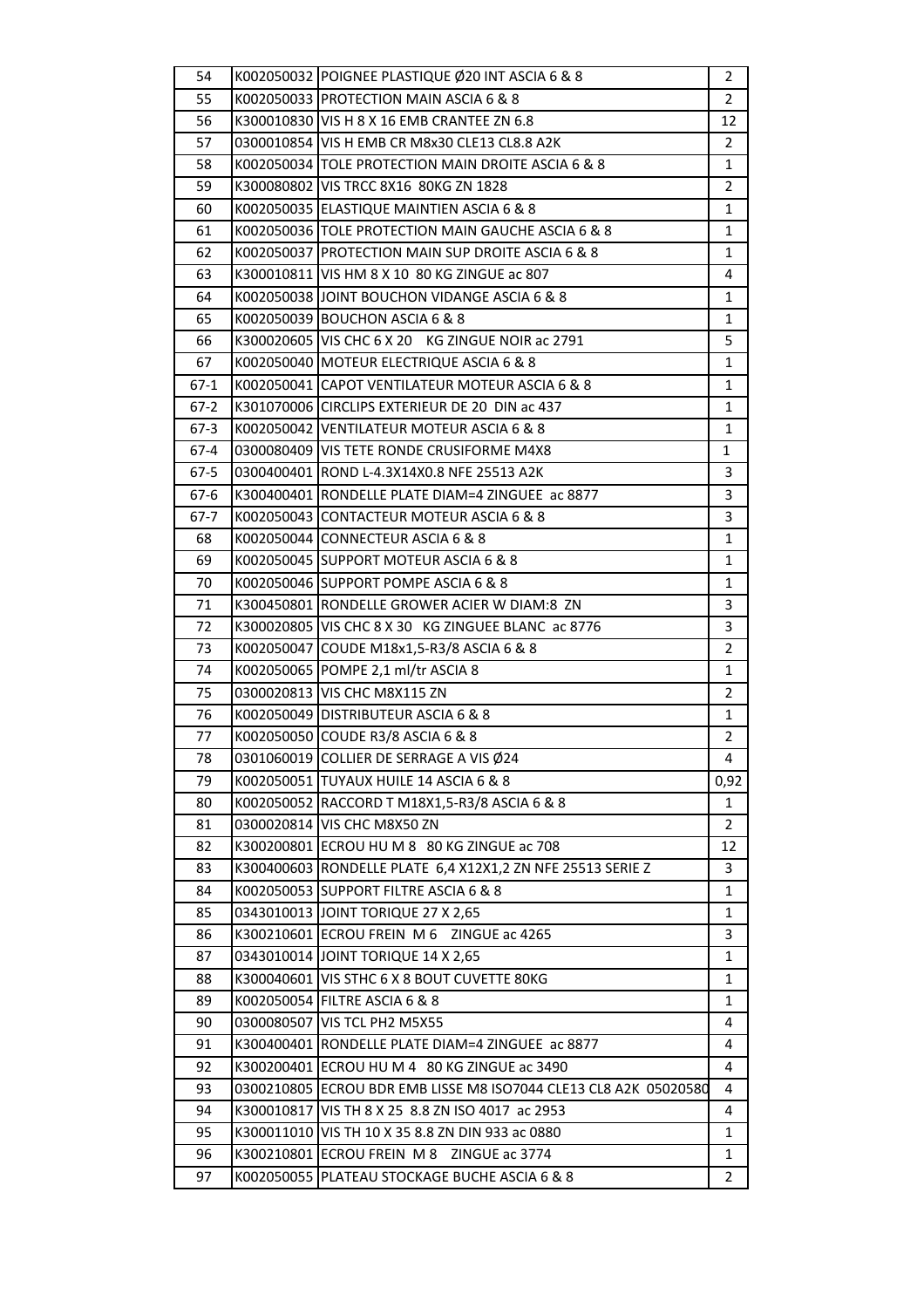| | | | |
|---|---|---|---|
| 54 | K002050032 | POIGNEE PLASTIQUE Ø20 INT ASCIA 6 & 8 | 2 |
| 55 | K002050033 | PROTECTION MAIN ASCIA 6 & 8 | 2 |
| 56 | K300010830 | VIS H 8 X 16 EMB CRANTEE ZN 6.8 | 12 |
| 57 | 0300010854 | VIS H EMB CR M8x30 CLE13 CL8.8 A2K | 2 |
| 58 | K002050034 | TOLE PROTECTION MAIN DROITE ASCIA 6 & 8 | 1 |
| 59 | K300080802 | VIS TRCC 8X16 80KG ZN 1828 | 2 |
| 60 | K002050035 | ELASTIQUE MAINTIEN ASCIA 6 & 8 | 1 |
| 61 | K002050036 | TOLE PROTECTION MAIN GAUCHE ASCIA 6 & 8 | 1 |
| 62 | K002050037 | PROTECTION MAIN SUP DROITE ASCIA 6 & 8 | 1 |
| 63 | K300010811 | VIS HM 8 X 10 80 KG ZINGUE ac 807 | 4 |
| 64 | K002050038 | JOINT BOUCHON VIDANGE ASCIA 6 & 8 | 1 |
| 65 | K002050039 | BOUCHON ASCIA 6 & 8 | 1 |
| 66 | K300020605 | VIS CHC 6 X 20 KG ZINGUE NOIR ac 2791 | 5 |
| 67 | K002050040 | MOTEUR ELECTRIQUE ASCIA 6 & 8 | 1 |
| 67-1 | K002050041 | CAPOT VENTILATEUR MOTEUR ASCIA 6 & 8 | 1 |
| 67-2 | K301070006 | CIRCLIPS EXTERIEUR DE 20 DIN ac 437 | 1 |
| 67-3 | K002050042 | VENTILATEUR MOTEUR ASCIA 6 & 8 | 1 |
| 67-4 | 0300080409 | VIS TETE RONDE CRUSIFORME M4X8 | 1 |
| 67-5 | 0300400401 | ROND L-4.3X14X0.8 NFE 25513 A2K | 3 |
| 67-6 | K300400401 | RONDELLE PLATE DIAM=4 ZINGUEE ac 8877 | 3 |
| 67-7 | K002050043 | CONTACTEUR MOTEUR ASCIA 6 & 8 | 3 |
| 68 | K002050044 | CONNECTEUR ASCIA 6 & 8 | 1 |
| 69 | K002050045 | SUPPORT MOTEUR ASCIA 6 & 8 | 1 |
| 70 | K002050046 | SUPPORT POMPE ASCIA 6 & 8 | 1 |
| 71 | K300450801 | RONDELLE GROWER ACIER W DIAM:8 ZN | 3 |
| 72 | K300020805 | VIS CHC 8 X 30 KG ZINGUEE BLANC ac 8776 | 3 |
| 73 | K002050047 | COUDE M18x1,5-R3/8 ASCIA 6 & 8 | 2 |
| 74 | K002050065 | POMPE 2,1 ml/tr ASCIA 8 | 1 |
| 75 | 0300020813 | VIS CHC M8X115 ZN | 2 |
| 76 | K002050049 | DISTRIBUTEUR ASCIA 6 & 8 | 1 |
| 77 | K002050050 | COUDE R3/8 ASCIA 6 & 8 | 2 |
| 78 | 0301060019 | COLLIER DE SERRAGE A VIS Ø24 | 4 |
| 79 | K002050051 | TUYAUX HUILE 14 ASCIA 6 & 8 | 0,92 |
| 80 | K002050052 | RACCORD T M18X1,5-R3/8 ASCIA 6 & 8 | 1 |
| 81 | 0300020814 | VIS CHC M8X50 ZN | 2 |
| 82 | K300200801 | ECROU HU M 8 80 KG ZINGUE ac 708 | 12 |
| 83 | K300400603 | RONDELLE PLATE 6,4 X12X1,2 ZN NFE 25513 SERIE Z | 3 |
| 84 | K002050053 | SUPPORT FILTRE ASCIA 6 & 8 | 1 |
| 85 | 0343010013 | JOINT TORIQUE 27 X 2,65 | 1 |
| 86 | K300210601 | ECROU FREIN M 6 ZINGUE ac 4265 | 3 |
| 87 | 0343010014 | JOINT TORIQUE 14 X 2,65 | 1 |
| 88 | K300040601 | VIS STHC 6 X 8 BOUT CUVETTE 80KG | 1 |
| 89 | K002050054 | FILTRE ASCIA 6 & 8 | 1 |
| 90 | 0300080507 | VIS TCL PH2 M5X55 | 4 |
| 91 | K300400401 | RONDELLE PLATE DIAM=4 ZINGUEE ac 8877 | 4 |
| 92 | K300200401 | ECROU HU M 4 80 KG ZINGUE ac 3490 | 4 |
| 93 | 0300210805 | ECROU BDR EMB LISSE M8 ISO7044 CLE13 CL8 A2K 05020580 | 4 |
| 94 | K300010817 | VIS TH 8 X 25 8.8 ZN ISO 4017 ac 2953 | 4 |
| 95 | K300011010 | VIS TH 10 X 35 8.8 ZN DIN 933 ac 0880 | 1 |
| 96 | K300210801 | ECROU FREIN M 8 ZINGUE ac 3774 | 1 |
| 97 | K002050055 | PLATEAU STOCKAGE BUCHE ASCIA 6 & 8 | 2 |